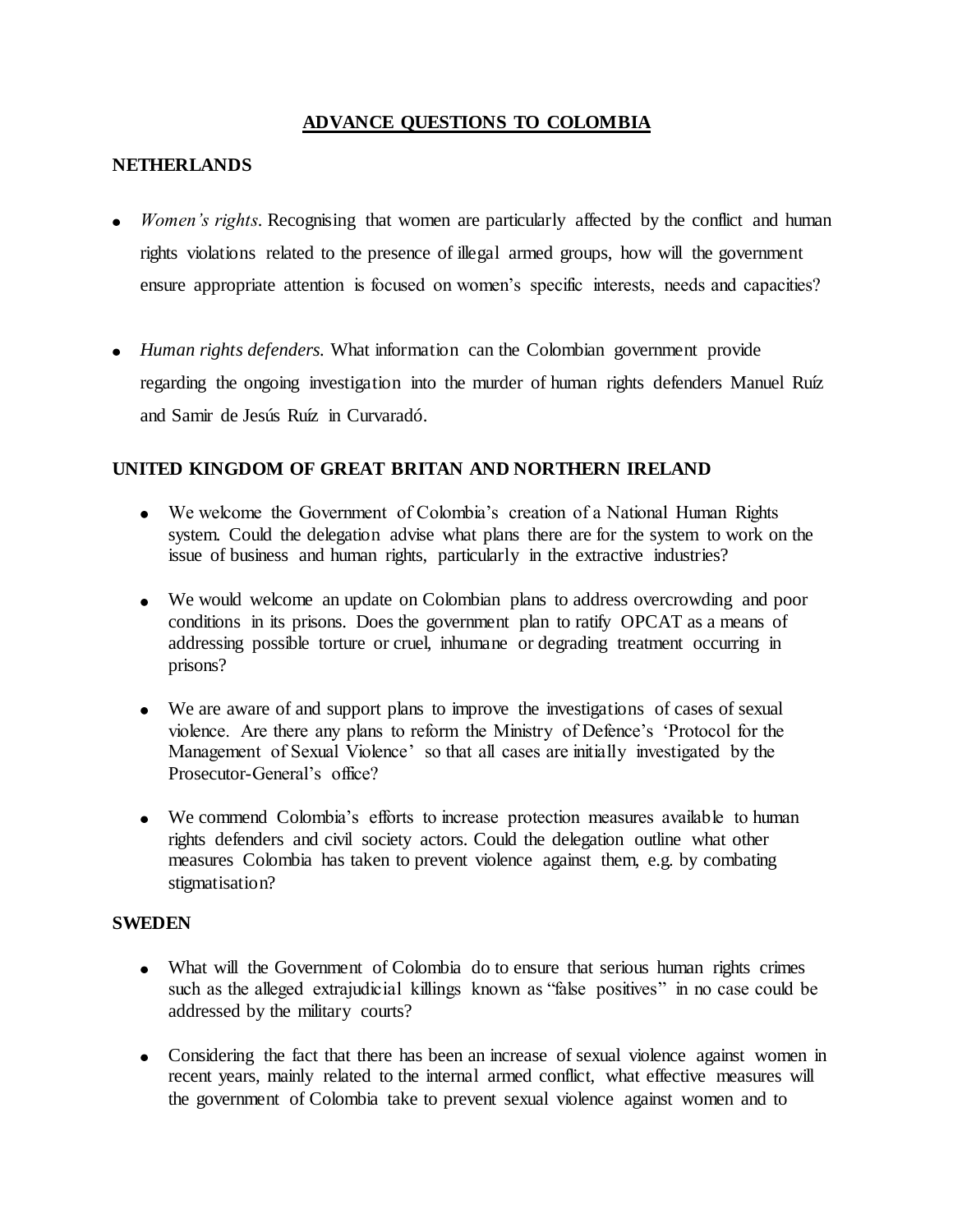# ADVANCE QUESTIONS TO COLOMBIA

## NETHERLANDS

- *Women's rights*. Recognising that women are particularly affected by the conflict and human rights violations related to the presence of illegal armed groups, how will the government ensure appropriate attention is focused on women's specific interests, needs and capacities?

- *Human rights defenders.* What information can the Colombian government provide regarding the ongoing investigation into the murder of human rights defenders Manuel Ruíz and Samir de Jesús Ruíz in Curvaradó.

## UNITED KINGDOM OF GREAT BRITAN AND NORTHERN IRELAND

- We welcome the Government of Colombia's creation of a National Human Rights system. Could the delegation advise what plans there are for the system to work on the issue of business and human rights, particularly in the extractive industries?

- We would welcome an update on Colombian plans to address overcrowding and poor conditions in its prisons. Does the government plan to ratify OPCAT as a means of addressing possible torture or cruel, inhumane or degrading treatment occurring in prisons?

- We are aware of and support plans to improve the investigations of cases of sexual violence. Are there any plans to reform the Ministry of Defence's 'Protocol for the Management of Sexual Violence' so that all cases are initially investigated by the Prosecutor-General's office?

- We commend Colombia's efforts to increase protection measures available to human rights defenders and civil society actors. Could the delegation outline what other measures Colombia has taken to prevent violence against them, e.g. by combating stigmatisation?

## SWEDEN

- What will the Government of Colombia do to ensure that serious human rights crimes such as the alleged extrajudicial killings known as "false positives" in no case could be addressed by the military courts?

- Considering the fact that there has been an increase of sexual violence against women in recent years, mainly related to the internal armed conflict, what effective measures will the government of Colombia take to prevent sexual violence against women and to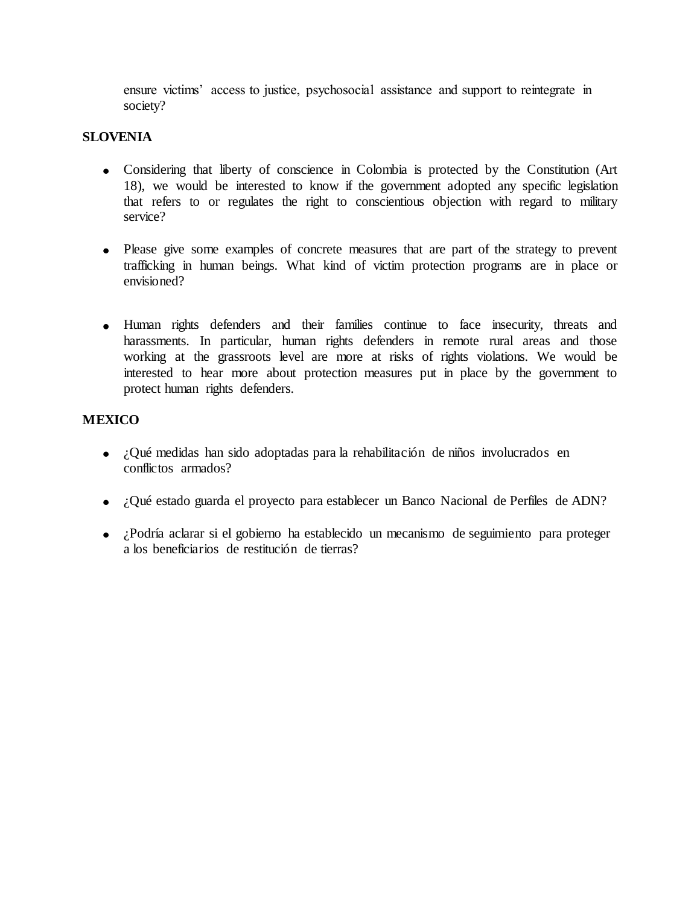ensure victims' access to justice, psychosocial assistance and support to reintegrate in society?

**SLOVENIA**

- Considering that liberty of conscience in Colombia is protected by the Constitution (Art 18), we would be interested to know if the government adopted any specific legislation that refers to or regulates the right to conscientious objection with regard to military service?

- Please give some examples of concrete measures that are part of the strategy to prevent trafficking in human beings. What kind of victim protection programs are in place or envisioned?

- Human rights defenders and their families continue to face insecurity, threats and harassments. In particular, human rights defenders in remote rural areas and those working at the grassroots level are more at risks of rights violations. We would be interested to hear more about protection measures put in place by the government to protect human rights defenders.

**MEXICO**

- ¿Qué medidas han sido adoptadas para la rehabilitación de niños involucrados en conflictos armados?

- ¿Qué estado guarda el proyecto para establecer un Banco Nacional de Perfiles de ADN?

- ¿Podría aclarar si el gobierno ha establecido un mecanismo de seguimiento para proteger a los beneficiarios de restitución de tierras?